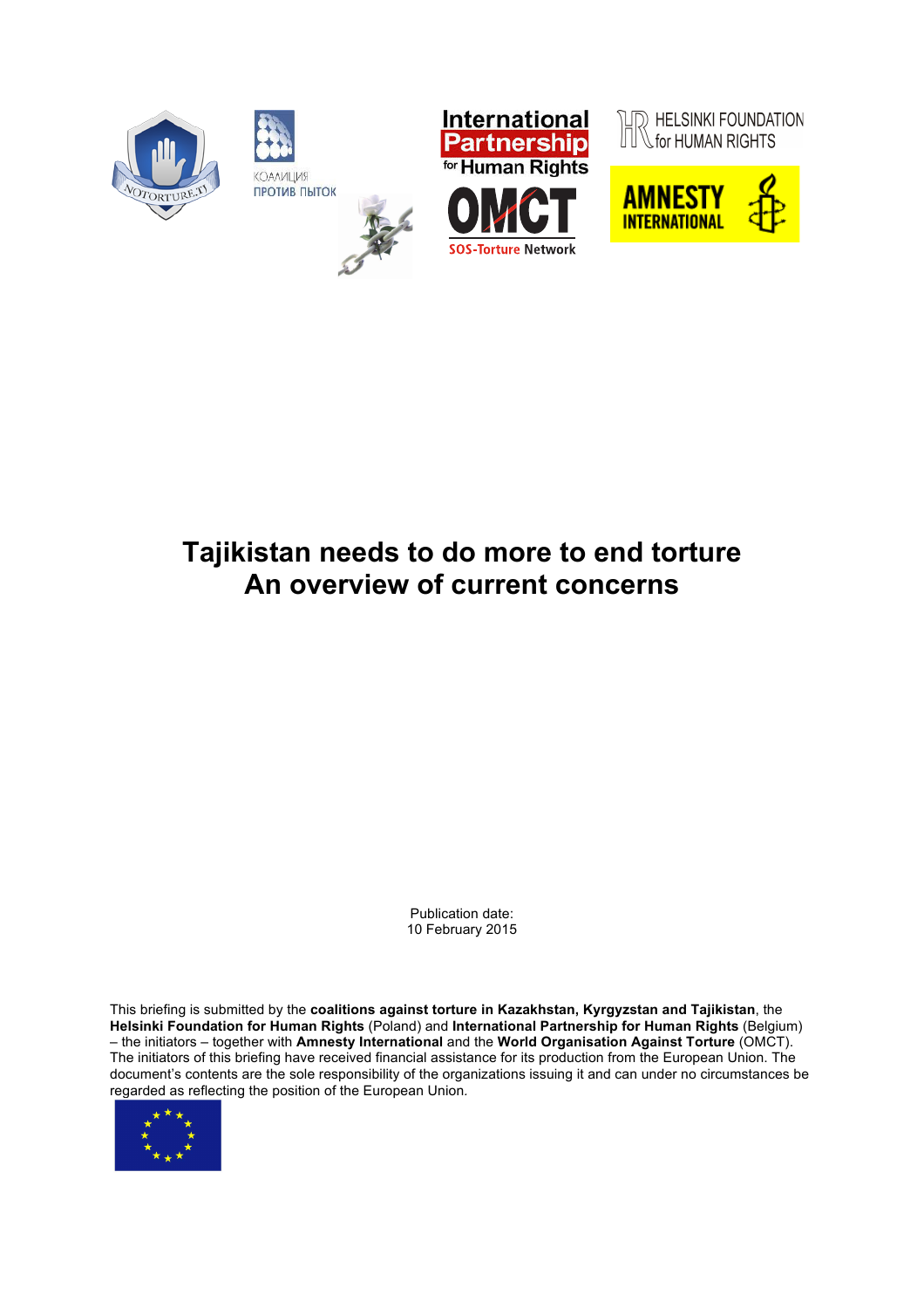# Tajikistan needs to do more to end torture
# An overview of current concerns

Publication date:
10 February 2015

This briefing is submitted by the **coalitions against torture in Kazakhstan, Kyrgyzstan and Tajikistan**, the **Helsinki Foundation for Human Rights** (Poland) and **International Partnership for Human Rights** (Belgium) – the initiators – together with **Amnesty International** and the **World Organisation Against Torture** (OMCT). The initiators of this briefing have received financial assistance for its production from the European Union. The document's contents are the sole responsibility of the organizations issuing it and can under no circumstances be regarded as reflecting the position of the European Union.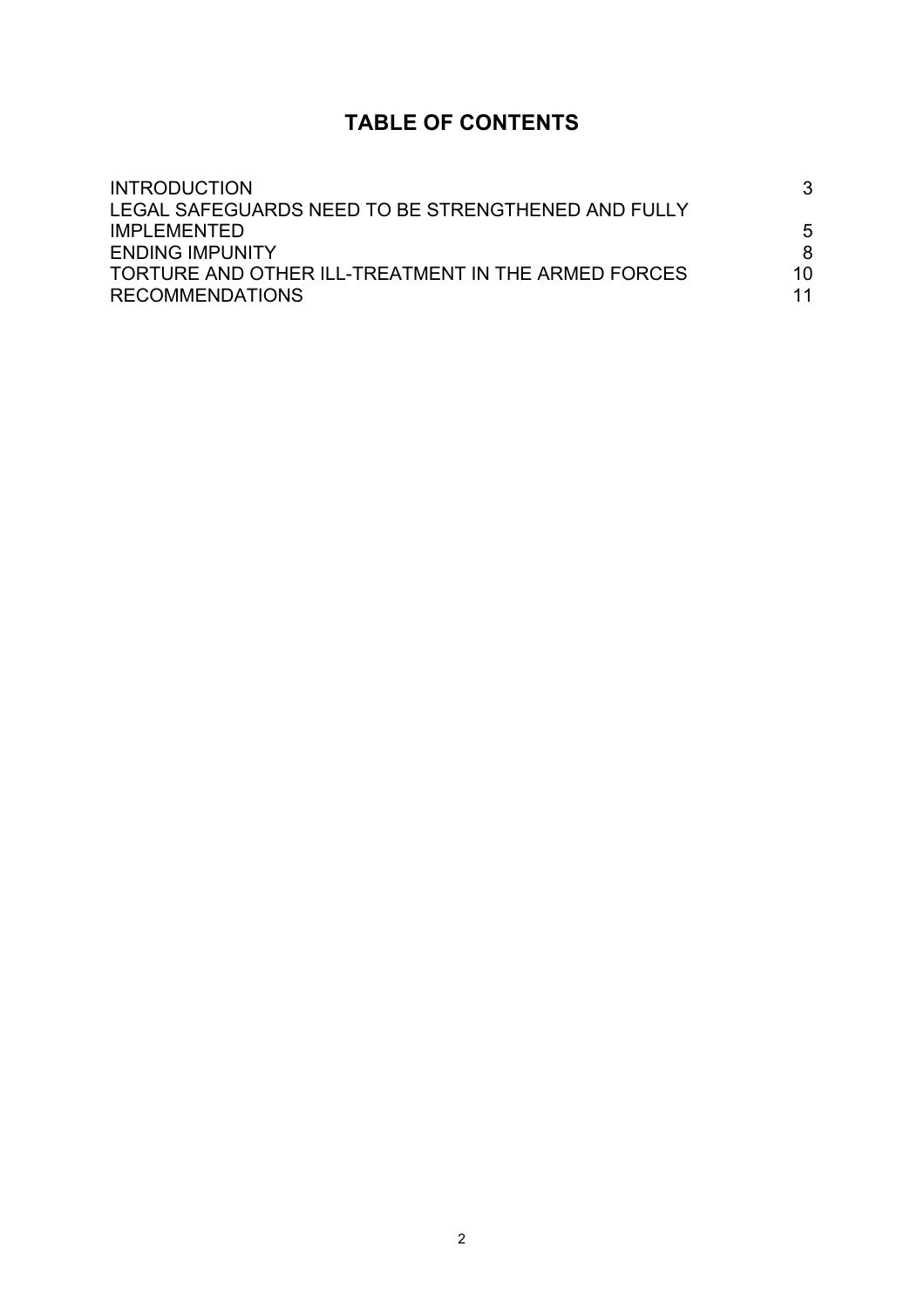# TABLE OF CONTENTS

| | |
|---|---|
| INTRODUCTION | 3 |
| LEGAL SAFEGUARDS NEED TO BE STRENGTHENED AND FULLY IMPLEMENTED | 5 |
| ENDING IMPUNITY | 8 |
| TORTURE AND OTHER ILL-TREATMENT IN THE ARMED FORCES | 10 |
| RECOMMENDATIONS | 11 |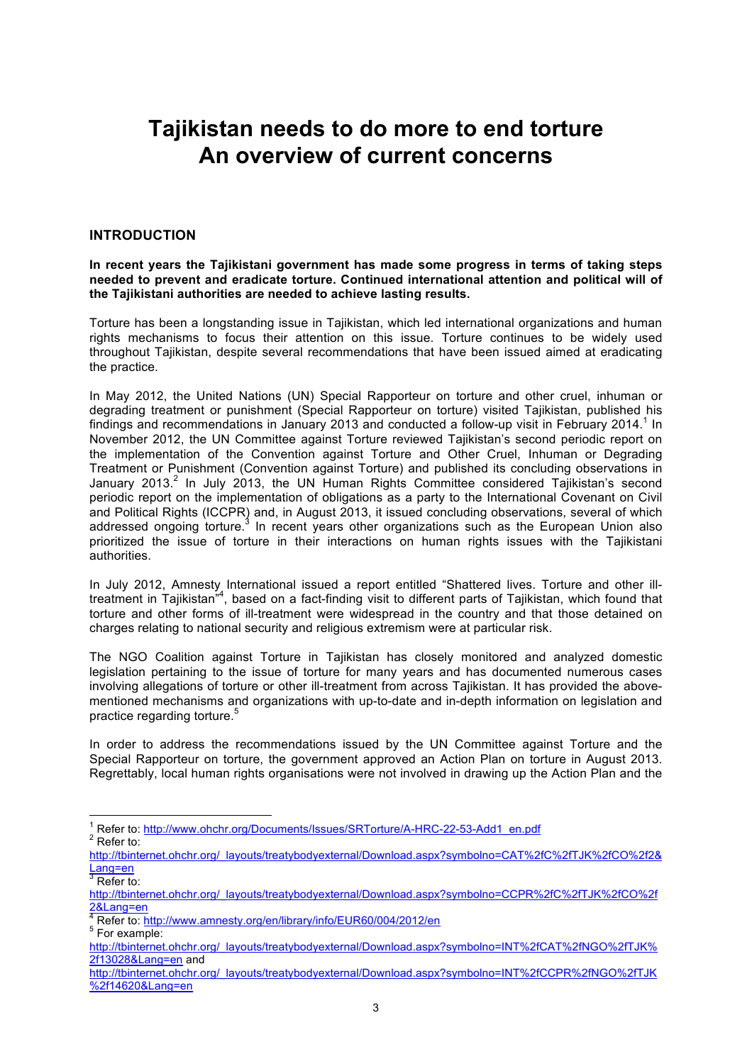# Tajikistan needs to do more to end torture
# An overview of current concerns

## INTRODUCTION

**In recent years the Tajikistani government has made some progress in terms of taking steps needed to prevent and eradicate torture. Continued international attention and political will of the Tajikistani authorities are needed to achieve lasting results.**

Torture has been a longstanding issue in Tajikistan, which led international organizations and human rights mechanisms to focus their attention on this issue. Torture continues to be widely used throughout Tajikistan, despite several recommendations that have been issued aimed at eradicating the practice.

In May 2012, the United Nations (UN) Special Rapporteur on torture and other cruel, inhuman or degrading treatment or punishment (Special Rapporteur on torture) visited Tajikistan, published his findings and recommendations in January 2013 and conducted a follow-up visit in February 2014.[1] In November 2012, the UN Committee against Torture reviewed Tajikistan's second periodic report on the implementation of the Convention against Torture and Other Cruel, Inhuman or Degrading Treatment or Punishment (Convention against Torture) and published its concluding observations in January 2013.[2] In July 2013, the UN Human Rights Committee considered Tajikistan's second periodic report on the implementation of obligations as a party to the International Covenant on Civil and Political Rights (ICCPR) and, in August 2013, it issued concluding observations, several of which addressed ongoing torture.[3] In recent years other organizations such as the European Union also prioritized the issue of torture in their interactions on human rights issues with the Tajikistani authorities.

In July 2012, Amnesty International issued a report entitled "Shattered lives. Torture and other ill-treatment in Tajikistan"[4], based on a fact-finding visit to different parts of Tajikistan, which found that torture and other forms of ill-treatment were widespread in the country and that those detained on charges relating to national security and religious extremism were at particular risk.

The NGO Coalition against Torture in Tajikistan has closely monitored and analyzed domestic legislation pertaining to the issue of torture for many years and has documented numerous cases involving allegations of torture or other ill-treatment from across Tajikistan. It has provided the above-mentioned mechanisms and organizations with up-to-date and in-depth information on legislation and practice regarding torture.[5]

In order to address the recommendations issued by the UN Committee against Torture and the Special Rapporteur on torture, the government approved an Action Plan on torture in August 2013. Regrettably, local human rights organisations were not involved in drawing up the Action Plan and the

---

[1] Refer to: http://www.ohchr.org/Documents/Issues/SRTorture/A-HRC-22-53-Add1_en.pdf

[2] Refer to: http://tbinternet.ohchr.org/_layouts/treatybodyexternal/Download.aspx?symbolno=CAT%2fC%2fTJK%2fCO%2f2&Lang=en

[3] Refer to: http://tbinternet.ohchr.org/_layouts/treatybodyexternal/Download.aspx?symbolno=CCPR%2fC%2fTJK%2fCO%2f2&Lang=en

[4] Refer to: http://www.amnesty.org/en/library/info/EUR60/004/2012/en

[5] For example: http://tbinternet.ohchr.org/_layouts/treatybodyexternal/Download.aspx?symbolno=INT%2fCAT%2fNGO%2fTJK%2f13028&Lang=en and http://tbinternet.ohchr.org/_layouts/treatybodyexternal/Download.aspx?symbolno=INT%2fCCPR%2fNGO%2fTJK%2f14620&Lang=en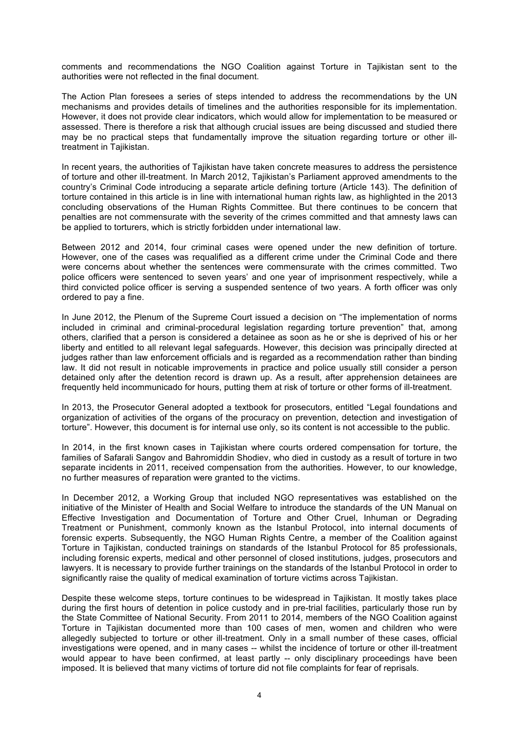comments and recommendations the NGO Coalition against Torture in Tajikistan sent to the authorities were not reflected in the final document.

The Action Plan foresees a series of steps intended to address the recommendations by the UN mechanisms and provides details of timelines and the authorities responsible for its implementation. However, it does not provide clear indicators, which would allow for implementation to be measured or assessed. There is therefore a risk that although crucial issues are being discussed and studied there may be no practical steps that fundamentally improve the situation regarding torture or other ill-treatment in Tajikistan.

In recent years, the authorities of Tajikistan have taken concrete measures to address the persistence of torture and other ill-treatment. In March 2012, Tajikistan's Parliament approved amendments to the country's Criminal Code introducing a separate article defining torture (Article 143). The definition of torture contained in this article is in line with international human rights law, as highlighted in the 2013 concluding observations of the Human Rights Committee. But there continues to be concern that penalties are not commensurate with the severity of the crimes committed and that amnesty laws can be applied to torturers, which is strictly forbidden under international law.

Between 2012 and 2014, four criminal cases were opened under the new definition of torture. However, one of the cases was requalified as a different crime under the Criminal Code and there were concerns about whether the sentences were commensurate with the crimes committed. Two police officers were sentenced to seven years' and one year of imprisonment respectively, while a third convicted police officer is serving a suspended sentence of two years. A forth officer was only ordered to pay a fine.

In June 2012, the Plenum of the Supreme Court issued a decision on "The implementation of norms included in criminal and criminal-procedural legislation regarding torture prevention" that, among others, clarified that a person is considered a detainee as soon as he or she is deprived of his or her liberty and entitled to all relevant legal safeguards. However, this decision was principally directed at judges rather than law enforcement officials and is regarded as a recommendation rather than binding law. It did not result in noticable improvements in practice and police usually still consider a person detained only after the detention record is drawn up. As a result, after apprehension detainees are frequently held incommunicado for hours, putting them at risk of torture or other forms of ill-treatment.

In 2013, the Prosecutor General adopted a textbook for prosecutors, entitled "Legal foundations and organization of activities of the organs of the procuracy on prevention, detection and investigation of torture". However, this document is for internal use only, so its content is not accessible to the public.

In 2014, in the first known cases in Tajikistan where courts ordered compensation for torture, the families of Safarali Sangov and Bahromiddin Shodiev, who died in custody as a result of torture in two separate incidents in 2011, received compensation from the authorities. However, to our knowledge, no further measures of reparation were granted to the victims.

In December 2012, a Working Group that included NGO representatives was established on the initiative of the Minister of Health and Social Welfare to introduce the standards of the UN Manual on Effective Investigation and Documentation of Torture and Other Cruel, Inhuman or Degrading Treatment or Punishment, commonly known as the Istanbul Protocol, into internal documents of forensic experts. Subsequently, the NGO Human Rights Centre, a member of the Coalition against Torture in Tajikistan, conducted trainings on standards of the Istanbul Protocol for 85 professionals, including forensic experts, medical and other personnel of closed institutions, judges, prosecutors and lawyers. It is necessary to provide further trainings on the standards of the Istanbul Protocol in order to significantly raise the quality of medical examination of torture victims across Tajikistan.

Despite these welcome steps, torture continues to be widespread in Tajikistan. It mostly takes place during the first hours of detention in police custody and in pre-trial facilities, particularly those run by the State Committee of National Security. From 2011 to 2014, members of the NGO Coalition against Torture in Tajikistan documented more than 100 cases of men, women and children who were allegedly subjected to torture or other ill-treatment. Only in a small number of these cases, official investigations were opened, and in many cases -- whilst the incidence of torture or other ill-treatment would appear to have been confirmed, at least partly -- only disciplinary proceedings have been imposed. It is believed that many victims of torture did not file complaints for fear of reprisals.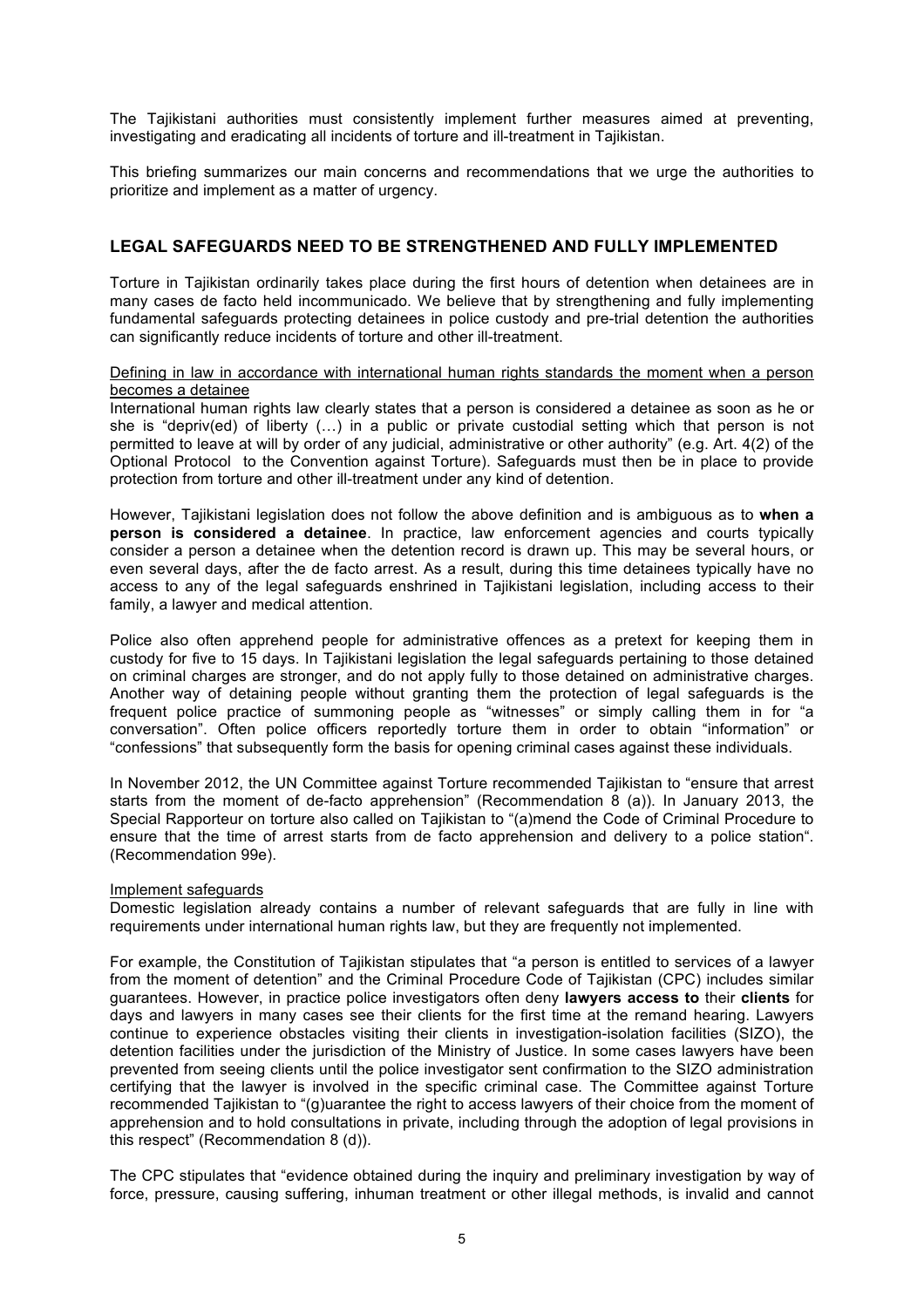The Tajikistani authorities must consistently implement further measures aimed at preventing, investigating and eradicating all incidents of torture and ill-treatment in Tajikistan.

This briefing summarizes our main concerns and recommendations that we urge the authorities to prioritize and implement as a matter of urgency.

## LEGAL SAFEGUARDS NEED TO BE STRENGTHENED AND FULLY IMPLEMENTED

Torture in Tajikistan ordinarily takes place during the first hours of detention when detainees are in many cases de facto held incommunicado. We believe that by strengthening and fully implementing fundamental safeguards protecting detainees in police custody and pre-trial detention the authorities can significantly reduce incidents of torture and other ill-treatment.

Defining in law in accordance with international human rights standards the moment when a person becomes a detainee

International human rights law clearly states that a person is considered a detainee as soon as he or she is "depriv(ed) of liberty (…) in a public or private custodial setting which that person is not permitted to leave at will by order of any judicial, administrative or other authority" (e.g. Art. 4(2) of the Optional Protocol to the Convention against Torture). Safeguards must then be in place to provide protection from torture and other ill-treatment under any kind of detention.

However, Tajikistani legislation does not follow the above definition and is ambiguous as to **when a person is considered a detainee**. In practice, law enforcement agencies and courts typically consider a person a detainee when the detention record is drawn up. This may be several hours, or even several days, after the de facto arrest. As a result, during this time detainees typically have no access to any of the legal safeguards enshrined in Tajikistani legislation, including access to their family, a lawyer and medical attention.

Police also often apprehend people for administrative offences as a pretext for keeping them in custody for five to 15 days. In Tajikistani legislation the legal safeguards pertaining to those detained on criminal charges are stronger, and do not apply fully to those detained on administrative charges. Another way of detaining people without granting them the protection of legal safeguards is the frequent police practice of summoning people as "witnesses" or simply calling them in for "a conversation". Often police officers reportedly torture them in order to obtain "information" or "confessions" that subsequently form the basis for opening criminal cases against these individuals.

In November 2012, the UN Committee against Torture recommended Tajikistan to "ensure that arrest starts from the moment of de-facto apprehension" (Recommendation 8 (a)). In January 2013, the Special Rapporteur on torture also called on Tajikistan to "(a)mend the Code of Criminal Procedure to ensure that the time of arrest starts from de facto apprehension and delivery to a police station". (Recommendation 99e).

Implement safeguards

Domestic legislation already contains a number of relevant safeguards that are fully in line with requirements under international human rights law, but they are frequently not implemented.

For example, the Constitution of Tajikistan stipulates that "a person is entitled to services of a lawyer from the moment of detention" and the Criminal Procedure Code of Tajikistan (CPC) includes similar guarantees. However, in practice police investigators often deny **lawyers access to** their **clients** for days and lawyers in many cases see their clients for the first time at the remand hearing. Lawyers continue to experience obstacles visiting their clients in investigation-isolation facilities (SIZO), the detention facilities under the jurisdiction of the Ministry of Justice. In some cases lawyers have been prevented from seeing clients until the police investigator sent confirmation to the SIZO administration certifying that the lawyer is involved in the specific criminal case. The Committee against Torture recommended Tajikistan to "(g)uarantee the right to access lawyers of their choice from the moment of apprehension and to hold consultations in private, including through the adoption of legal provisions in this respect" (Recommendation 8 (d)).

The CPC stipulates that "evidence obtained during the inquiry and preliminary investigation by way of force, pressure, causing suffering, inhuman treatment or other illegal methods, is invalid and cannot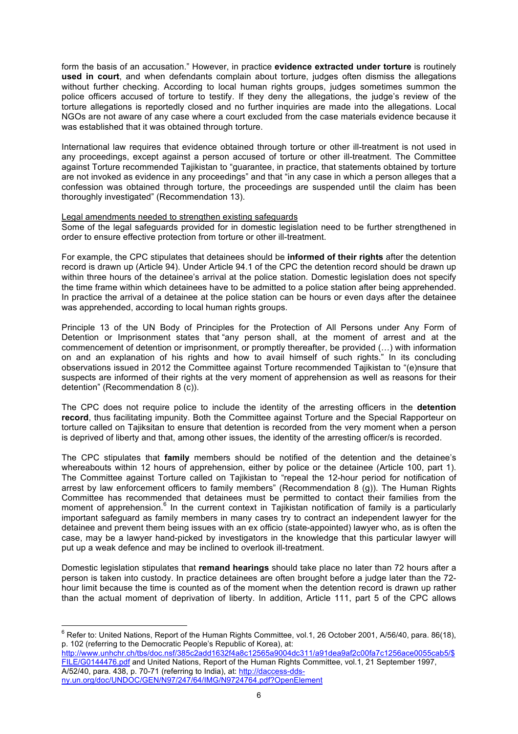form the basis of an accusation." However, in practice **evidence extracted under torture** is routinely **used in court**, and when defendants complain about torture, judges often dismiss the allegations without further checking. According to local human rights groups, judges sometimes summon the police officers accused of torture to testify. If they deny the allegations, the judge's review of the torture allegations is reportedly closed and no further inquiries are made into the allegations. Local NGOs are not aware of any case where a court excluded from the case materials evidence because it was established that it was obtained through torture.

International law requires that evidence obtained through torture or other ill-treatment is not used in any proceedings, except against a person accused of torture or other ill-treatment. The Committee against Torture recommended Tajikistan to "guarantee, in practice, that statements obtained by torture are not invoked as evidence in any proceedings" and that "in any case in which a person alleges that a confession was obtained through torture, the proceedings are suspended until the claim has been thoroughly investigated" (Recommendation 13).

Legal amendments needed to strengthen existing safeguards

Some of the legal safeguards provided for in domestic legislation need to be further strengthened in order to ensure effective protection from torture or other ill-treatment.

For example, the CPC stipulates that detainees should be **informed of their rights** after the detention record is drawn up (Article 94). Under Article 94.1 of the CPC the detention record should be drawn up within three hours of the detainee's arrival at the police station. Domestic legislation does not specify the time frame within which detainees have to be admitted to a police station after being apprehended. In practice the arrival of a detainee at the police station can be hours or even days after the detainee was apprehended, according to local human rights groups.

Principle 13 of the UN Body of Principles for the Protection of All Persons under Any Form of Detention or Imprisonment states that "any person shall, at the moment of arrest and at the commencement of detention or imprisonment, or promptly thereafter, be provided (…) with information on and an explanation of his rights and how to avail himself of such rights." In its concluding observations issued in 2012 the Committee against Torture recommended Tajikistan to "(e)nsure that suspects are informed of their rights at the very moment of apprehension as well as reasons for their detention" (Recommendation 8 (c)).

The CPC does not require police to include the identity of the arresting officers in the **detention record**, thus facilitating impunity. Both the Committee against Torture and the Special Rapporteur on torture called on Tajiksitan to ensure that detention is recorded from the very moment when a person is deprived of liberty and that, among other issues, the identity of the arresting officer/s is recorded.

The CPC stipulates that **family** members should be notified of the detention and the detainee's whereabouts within 12 hours of apprehension, either by police or the detainee (Article 100, part 1). The Committee against Torture called on Tajikistan to "repeal the 12-hour period for notification of arrest by law enforcement officers to family members" (Recommendation 8 (g)). The Human Rights Committee has recommended that detainees must be permitted to contact their families from the moment of apprehension.[6] In the current context in Tajikistan notification of family is a particularly important safeguard as family members in many cases try to contract an independent lawyer for the detainee and prevent them being issues with an ex officio (state-appointed) lawyer who, as is often the case, may be a lawyer hand-picked by investigators in the knowledge that this particular lawyer will put up a weak defence and may be inclined to overlook ill-treatment.

Domestic legislation stipulates that **remand hearings** should take place no later than 72 hours after a person is taken into custody. In practice detainees are often brought before a judge later than the 72-hour limit because the time is counted as of the moment when the detention record is drawn up rather than the actual moment of deprivation of liberty. In addition, Article 111, part 5 of the CPC allows

[6] Refer to: United Nations, Report of the Human Rights Committee, vol.1, 26 October 2001, A/56/40, para. 86(18), p. 102 (referring to the Democratic People's Republic of Korea), at: http://www.unhchr.ch/tbs/doc.nsf/385c2add1632f4a8c12565a9004dc311/a91dea9af2c00fa7c1256ace0055cab5/$FILE/G0144476.pdf and United Nations, Report of the Human Rights Committee, vol.1, 21 September 1997, A/52/40, para. 438, p. 70-71 (referring to India), at: http://daccess-dds-ny.un.org/doc/UNDOC/GEN/N97/247/64/IMG/N9724764.pdf?OpenElement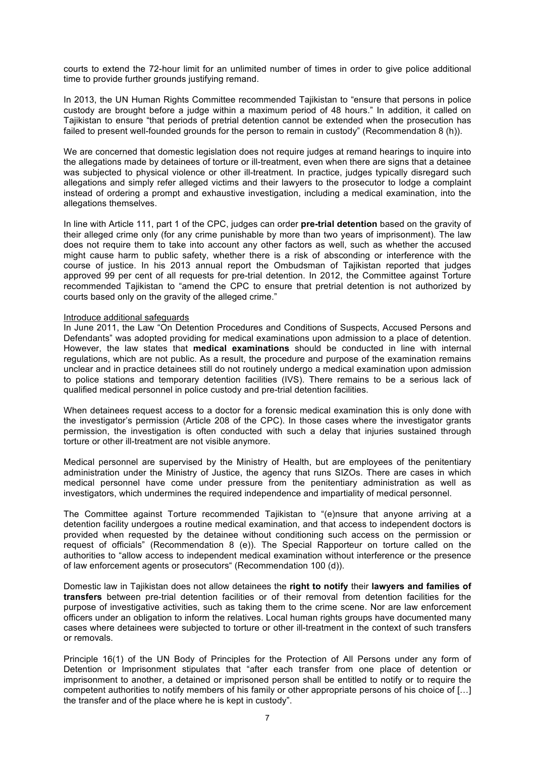courts to extend the 72-hour limit for an unlimited number of times in order to give police additional time to provide further grounds justifying remand.

In 2013, the UN Human Rights Committee recommended Tajikistan to "ensure that persons in police custody are brought before a judge within a maximum period of 48 hours." In addition, it called on Tajikistan to ensure "that periods of pretrial detention cannot be extended when the prosecution has failed to present well-founded grounds for the person to remain in custody" (Recommendation 8 (h)).

We are concerned that domestic legislation does not require judges at remand hearings to inquire into the allegations made by detainees of torture or ill-treatment, even when there are signs that a detainee was subjected to physical violence or other ill-treatment. In practice, judges typically disregard such allegations and simply refer alleged victims and their lawyers to the prosecutor to lodge a complaint instead of ordering a prompt and exhaustive investigation, including a medical examination, into the allegations themselves.

In line with Article 111, part 1 of the CPC, judges can order **pre-trial detention** based on the gravity of their alleged crime only (for any crime punishable by more than two years of imprisonment). The law does not require them to take into account any other factors as well, such as whether the accused might cause harm to public safety, whether there is a risk of absconding or interference with the course of justice. In his 2013 annual report the Ombudsman of Tajikistan reported that judges approved 99 per cent of all requests for pre-trial detention. In 2012, the Committee against Torture recommended Tajikistan to "amend the CPC to ensure that pretrial detention is not authorized by courts based only on the gravity of the alleged crime."

<u>Introduce additional safeguards</u>

In June 2011, the Law "On Detention Procedures and Conditions of Suspects, Accused Persons and Defendants" was adopted providing for medical examinations upon admission to a place of detention. However, the law states that **medical examinations** should be conducted in line with internal regulations, which are not public. As a result, the procedure and purpose of the examination remains unclear and in practice detainees still do not routinely undergo a medical examination upon admission to police stations and temporary detention facilities (IVS). There remains to be a serious lack of qualified medical personnel in police custody and pre-trial detention facilities.

When detainees request access to a doctor for a forensic medical examination this is only done with the investigator's permission (Article 208 of the CPC). In those cases where the investigator grants permission, the investigation is often conducted with such a delay that injuries sustained through torture or other ill-treatment are not visible anymore.

Medical personnel are supervised by the Ministry of Health, but are employees of the penitentiary administration under the Ministry of Justice, the agency that runs SIZOs. There are cases in which medical personnel have come under pressure from the penitentiary administration as well as investigators, which undermines the required independence and impartiality of medical personnel.

The Committee against Torture recommended Tajikistan to "(e)nsure that anyone arriving at a detention facility undergoes a routine medical examination, and that access to independent doctors is provided when requested by the detainee without conditioning such access on the permission or request of officials" (Recommendation 8 (e)). The Special Rapporteur on torture called on the authorities to "allow access to independent medical examination without interference or the presence of law enforcement agents or prosecutors" (Recommendation 100 (d)).

Domestic law in Tajikistan does not allow detainees the **right to notify** their **lawyers and families of transfers** between pre-trial detention facilities or of their removal from detention facilities for the purpose of investigative activities, such as taking them to the crime scene. Nor are law enforcement officers under an obligation to inform the relatives. Local human rights groups have documented many cases where detainees were subjected to torture or other ill-treatment in the context of such transfers or removals.

Principle 16(1) of the UN Body of Principles for the Protection of All Persons under any form of Detention or Imprisonment stipulates that "after each transfer from one place of detention or imprisonment to another, a detained or imprisoned person shall be entitled to notify or to require the competent authorities to notify members of his family or other appropriate persons of his choice of […] the transfer and of the place where he is kept in custody".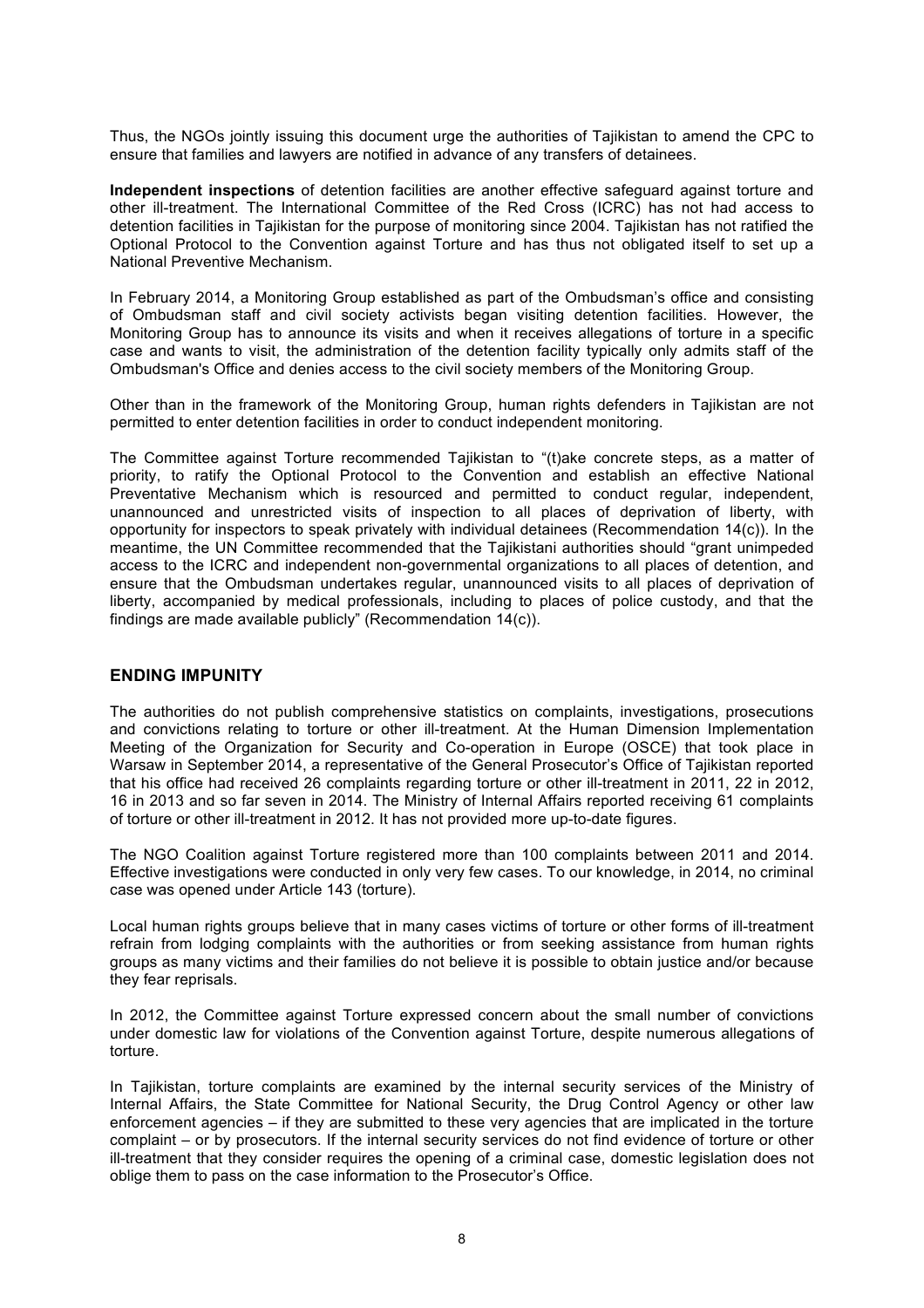Thus, the NGOs jointly issuing this document urge the authorities of Tajikistan to amend the CPC to ensure that families and lawyers are notified in advance of any transfers of detainees.

**Independent inspections** of detention facilities are another effective safeguard against torture and other ill-treatment. The International Committee of the Red Cross (ICRC) has not had access to detention facilities in Tajikistan for the purpose of monitoring since 2004. Tajikistan has not ratified the Optional Protocol to the Convention against Torture and has thus not obligated itself to set up a National Preventive Mechanism.

In February 2014, a Monitoring Group established as part of the Ombudsman's office and consisting of Ombudsman staff and civil society activists began visiting detention facilities. However, the Monitoring Group has to announce its visits and when it receives allegations of torture in a specific case and wants to visit, the administration of the detention facility typically only admits staff of the Ombudsman's Office and denies access to the civil society members of the Monitoring Group.

Other than in the framework of the Monitoring Group, human rights defenders in Tajikistan are not permitted to enter detention facilities in order to conduct independent monitoring.

The Committee against Torture recommended Tajikistan to "(t)ake concrete steps, as a matter of priority, to ratify the Optional Protocol to the Convention and establish an effective National Preventative Mechanism which is resourced and permitted to conduct regular, independent, unannounced and unrestricted visits of inspection to all places of deprivation of liberty, with opportunity for inspectors to speak privately with individual detainees (Recommendation 14(c)). In the meantime, the UN Committee recommended that the Tajikistani authorities should "grant unimpeded access to the ICRC and independent non-governmental organizations to all places of detention, and ensure that the Ombudsman undertakes regular, unannounced visits to all places of deprivation of liberty, accompanied by medical professionals, including to places of police custody, and that the findings are made available publicly" (Recommendation 14(c)).

## ENDING IMPUNITY

The authorities do not publish comprehensive statistics on complaints, investigations, prosecutions and convictions relating to torture or other ill-treatment. At the Human Dimension Implementation Meeting of the Organization for Security and Co-operation in Europe (OSCE) that took place in Warsaw in September 2014, a representative of the General Prosecutor's Office of Tajikistan reported that his office had received 26 complaints regarding torture or other ill-treatment in 2011, 22 in 2012, 16 in 2013 and so far seven in 2014. The Ministry of Internal Affairs reported receiving 61 complaints of torture or other ill-treatment in 2012. It has not provided more up-to-date figures.

The NGO Coalition against Torture registered more than 100 complaints between 2011 and 2014. Effective investigations were conducted in only very few cases. To our knowledge, in 2014, no criminal case was opened under Article 143 (torture).

Local human rights groups believe that in many cases victims of torture or other forms of ill-treatment refrain from lodging complaints with the authorities or from seeking assistance from human rights groups as many victims and their families do not believe it is possible to obtain justice and/or because they fear reprisals.

In 2012, the Committee against Torture expressed concern about the small number of convictions under domestic law for violations of the Convention against Torture, despite numerous allegations of torture.

In Tajikistan, torture complaints are examined by the internal security services of the Ministry of Internal Affairs, the State Committee for National Security, the Drug Control Agency or other law enforcement agencies – if they are submitted to these very agencies that are implicated in the torture complaint – or by prosecutors. If the internal security services do not find evidence of torture or other ill-treatment that they consider requires the opening of a criminal case, domestic legislation does not oblige them to pass on the case information to the Prosecutor's Office.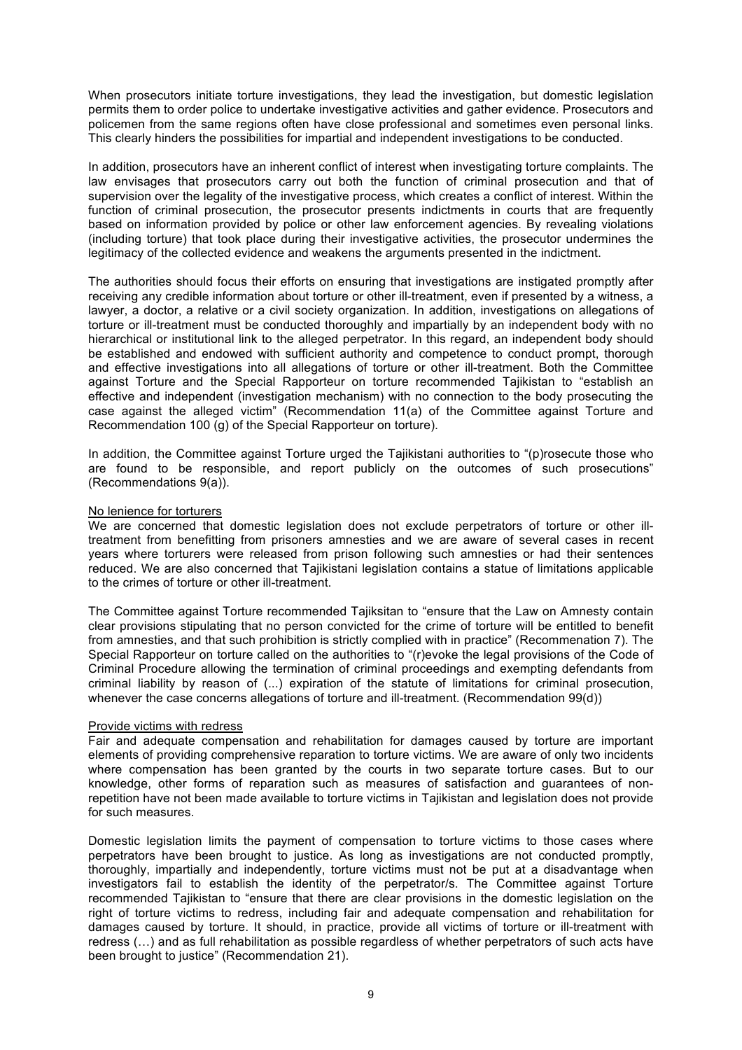When prosecutors initiate torture investigations, they lead the investigation, but domestic legislation permits them to order police to undertake investigative activities and gather evidence. Prosecutors and policemen from the same regions often have close professional and sometimes even personal links. This clearly hinders the possibilities for impartial and independent investigations to be conducted.

In addition, prosecutors have an inherent conflict of interest when investigating torture complaints. The law envisages that prosecutors carry out both the function of criminal prosecution and that of supervision over the legality of the investigative process, which creates a conflict of interest. Within the function of criminal prosecution, the prosecutor presents indictments in courts that are frequently based on information provided by police or other law enforcement agencies. By revealing violations (including torture) that took place during their investigative activities, the prosecutor undermines the legitimacy of the collected evidence and weakens the arguments presented in the indictment.

The authorities should focus their efforts on ensuring that investigations are instigated promptly after receiving any credible information about torture or other ill-treatment, even if presented by a witness, a lawyer, a doctor, a relative or a civil society organization. In addition, investigations on allegations of torture or ill-treatment must be conducted thoroughly and impartially by an independent body with no hierarchical or institutional link to the alleged perpetrator. In this regard, an independent body should be established and endowed with sufficient authority and competence to conduct prompt, thorough and effective investigations into all allegations of torture or other ill-treatment. Both the Committee against Torture and the Special Rapporteur on torture recommended Tajikistan to "establish an effective and independent (investigation mechanism) with no connection to the body prosecuting the case against the alleged victim" (Recommendation 11(a) of the Committee against Torture and Recommendation 100 (g) of the Special Rapporteur on torture).

In addition, the Committee against Torture urged the Tajikistani authorities to "(p)rosecute those who are found to be responsible, and report publicly on the outcomes of such prosecutions" (Recommendations 9(a)).

## No lenience for torturers

We are concerned that domestic legislation does not exclude perpetrators of torture or other ill-treatment from benefitting from prisoners amnesties and we are aware of several cases in recent years where torturers were released from prison following such amnesties or had their sentences reduced. We are also concerned that Tajikistani legislation contains a statue of limitations applicable to the crimes of torture or other ill-treatment.

The Committee against Torture recommended Tajiksitan to "ensure that the Law on Amnesty contain clear provisions stipulating that no person convicted for the crime of torture will be entitled to benefit from amnesties, and that such prohibition is strictly complied with in practice" (Recommenation 7). The Special Rapporteur on torture called on the authorities to "(r)evoke the legal provisions of the Code of Criminal Procedure allowing the termination of criminal proceedings and exempting defendants from criminal liability by reason of (...) expiration of the statute of limitations for criminal prosecution, whenever the case concerns allegations of torture and ill-treatment. (Recommendation 99(d))

## Provide victims with redress

Fair and adequate compensation and rehabilitation for damages caused by torture are important elements of providing comprehensive reparation to torture victims. We are aware of only two incidents where compensation has been granted by the courts in two separate torture cases. But to our knowledge, other forms of reparation such as measures of satisfaction and guarantees of non-repetition have not been made available to torture victims in Tajikistan and legislation does not provide for such measures.

Domestic legislation limits the payment of compensation to torture victims to those cases where perpetrators have been brought to justice. As long as investigations are not conducted promptly, thoroughly, impartially and independently, torture victims must not be put at a disadvantage when investigators fail to establish the identity of the perpetrator/s. The Committee against Torture recommended Tajikistan to "ensure that there are clear provisions in the domestic legislation on the right of torture victims to redress, including fair and adequate compensation and rehabilitation for damages caused by torture. It should, in practice, provide all victims of torture or ill-treatment with redress (…) and as full rehabilitation as possible regardless of whether perpetrators of such acts have been brought to justice" (Recommendation 21).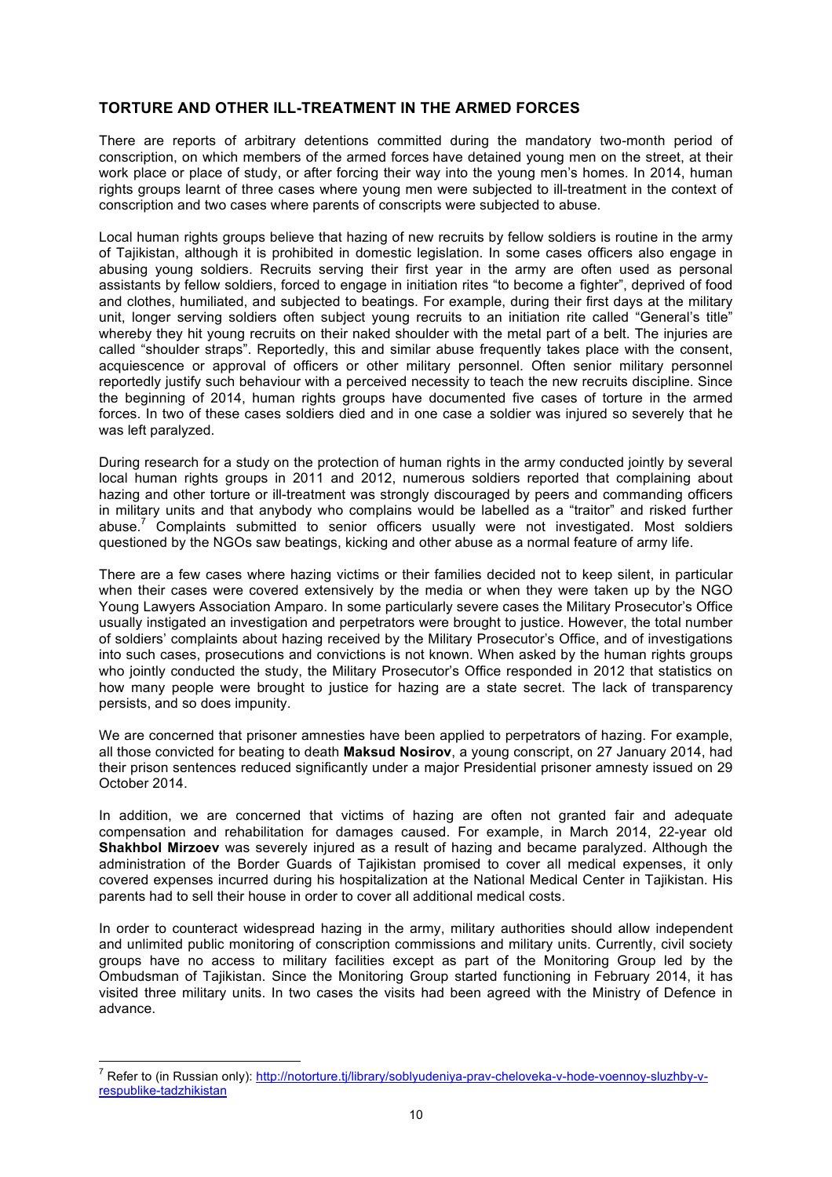## TORTURE AND OTHER ILL-TREATMENT IN THE ARMED FORCES

There are reports of arbitrary detentions committed during the mandatory two-month period of conscription, on which members of the armed forces have detained young men on the street, at their work place or place of study, or after forcing their way into the young men's homes. In 2014, human rights groups learnt of three cases where young men were subjected to ill-treatment in the context of conscription and two cases where parents of conscripts were subjected to abuse.

Local human rights groups believe that hazing of new recruits by fellow soldiers is routine in the army of Tajikistan, although it is prohibited in domestic legislation. In some cases officers also engage in abusing young soldiers. Recruits serving their first year in the army are often used as personal assistants by fellow soldiers, forced to engage in initiation rites "to become a fighter", deprived of food and clothes, humiliated, and subjected to beatings. For example, during their first days at the military unit, longer serving soldiers often subject young recruits to an initiation rite called "General's title" whereby they hit young recruits on their naked shoulder with the metal part of a belt. The injuries are called "shoulder straps". Reportedly, this and similar abuse frequently takes place with the consent, acquiescence or approval of officers or other military personnel. Often senior military personnel reportedly justify such behaviour with a perceived necessity to teach the new recruits discipline. Since the beginning of 2014, human rights groups have documented five cases of torture in the armed forces. In two of these cases soldiers died and in one case a soldier was injured so severely that he was left paralyzed.

During research for a study on the protection of human rights in the army conducted jointly by several local human rights groups in 2011 and 2012, numerous soldiers reported that complaining about hazing and other torture or ill-treatment was strongly discouraged by peers and commanding officers in military units and that anybody who complains would be labelled as a "traitor" and risked further abuse.[7] Complaints submitted to senior officers usually were not investigated. Most soldiers questioned by the NGOs saw beatings, kicking and other abuse as a normal feature of army life.

There are a few cases where hazing victims or their families decided not to keep silent, in particular when their cases were covered extensively by the media or when they were taken up by the NGO Young Lawyers Association Amparo. In some particularly severe cases the Military Prosecutor's Office usually instigated an investigation and perpetrators were brought to justice. However, the total number of soldiers' complaints about hazing received by the Military Prosecutor's Office, and of investigations into such cases, prosecutions and convictions is not known. When asked by the human rights groups who jointly conducted the study, the Military Prosecutor's Office responded in 2012 that statistics on how many people were brought to justice for hazing are a state secret. The lack of transparency persists, and so does impunity.

We are concerned that prisoner amnesties have been applied to perpetrators of hazing. For example, all those convicted for beating to death **Maksud Nosirov**, a young conscript, on 27 January 2014, had their prison sentences reduced significantly under a major Presidential prisoner amnesty issued on 29 October 2014.

In addition, we are concerned that victims of hazing are often not granted fair and adequate compensation and rehabilitation for damages caused. For example, in March 2014, 22-year old **Shakhbol Mirzoev** was severely injured as a result of hazing and became paralyzed. Although the administration of the Border Guards of Tajikistan promised to cover all medical expenses, it only covered expenses incurred during his hospitalization at the National Medical Center in Tajikistan. His parents had to sell their house in order to cover all additional medical costs.

In order to counteract widespread hazing in the army, military authorities should allow independent and unlimited public monitoring of conscription commissions and military units. Currently, civil society groups have no access to military facilities except as part of the Monitoring Group led by the Ombudsman of Tajikistan. Since the Monitoring Group started functioning in February 2014, it has visited three military units. In two cases the visits had been agreed with the Ministry of Defence in advance.

---

[7] Refer to (in Russian only): http://notorture.tj/library/soblyudeniya-prav-cheloveka-v-hode-voennoy-sluzhby-v-respublike-tadzhikistan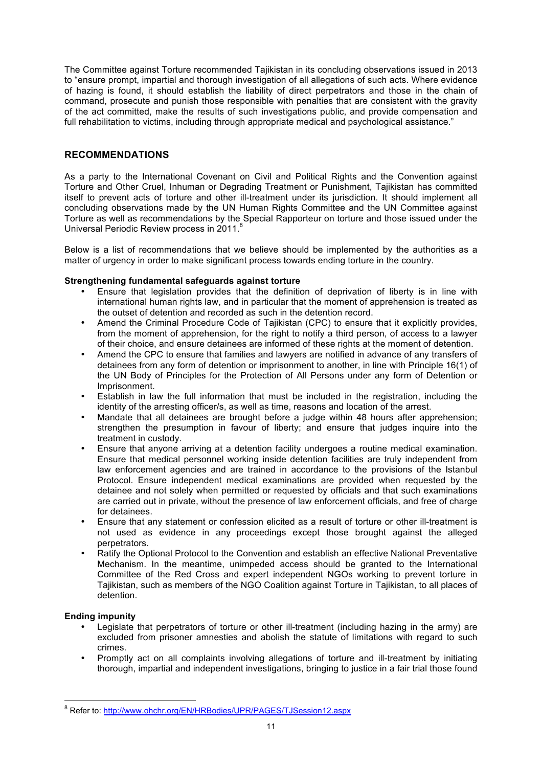The Committee against Torture recommended Tajikistan in its concluding observations issued in 2013 to "ensure prompt, impartial and thorough investigation of all allegations of such acts. Where evidence of hazing is found, it should establish the liability of direct perpetrators and those in the chain of command, prosecute and punish those responsible with penalties that are consistent with the gravity of the act committed, make the results of such investigations public, and provide compensation and full rehabilitation to victims, including through appropriate medical and psychological assistance."

## RECOMMENDATIONS

As a party to the International Covenant on Civil and Political Rights and the Convention against Torture and Other Cruel, Inhuman or Degrading Treatment or Punishment, Tajikistan has committed itself to prevent acts of torture and other ill-treatment under its jurisdiction. It should implement all concluding observations made by the UN Human Rights Committee and the UN Committee against Torture as well as recommendations by the Special Rapporteur on torture and those issued under the Universal Periodic Review process in 2011.[8]

Below is a list of recommendations that we believe should be implemented by the authorities as a matter of urgency in order to make significant process towards ending torture in the country.

**Strengthening fundamental safeguards against torture**

- Ensure that legislation provides that the definition of deprivation of liberty is in line with international human rights law, and in particular that the moment of apprehension is treated as the outset of detention and recorded as such in the detention record.
- Amend the Criminal Procedure Code of Tajikistan (CPC) to ensure that it explicitly provides, from the moment of apprehension, for the right to notify a third person, of access to a lawyer of their choice, and ensure detainees are informed of these rights at the moment of detention.
- Amend the CPC to ensure that families and lawyers are notified in advance of any transfers of detainees from any form of detention or imprisonment to another, in line with Principle 16(1) of the UN Body of Principles for the Protection of All Persons under any form of Detention or Imprisonment.
- Establish in law the full information that must be included in the registration, including the identity of the arresting officer/s, as well as time, reasons and location of the arrest.
- Mandate that all detainees are brought before a judge within 48 hours after apprehension; strengthen the presumption in favour of liberty; and ensure that judges inquire into the treatment in custody.
- Ensure that anyone arriving at a detention facility undergoes a routine medical examination. Ensure that medical personnel working inside detention facilities are truly independent from law enforcement agencies and are trained in accordance to the provisions of the Istanbul Protocol. Ensure independent medical examinations are provided when requested by the detainee and not solely when permitted or requested by officials and that such examinations are carried out in private, without the presence of law enforcement officials, and free of charge for detainees.
- Ensure that any statement or confession elicited as a result of torture or other ill-treatment is not used as evidence in any proceedings except those brought against the alleged perpetrators.
- Ratify the Optional Protocol to the Convention and establish an effective National Preventative Mechanism. In the meantime, unimpeded access should be granted to the International Committee of the Red Cross and expert independent NGOs working to prevent torture in Tajikistan, such as members of the NGO Coalition against Torture in Tajikistan, to all places of detention.

**Ending impunity**

- Legislate that perpetrators of torture or other ill-treatment (including hazing in the army) are excluded from prisoner amnesties and abolish the statute of limitations with regard to such crimes.
- Promptly act on all complaints involving allegations of torture and ill-treatment by initiating thorough, impartial and independent investigations, bringing to justice in a fair trial those found

[8] Refer to: http://www.ohchr.org/EN/HRBodies/UPR/PAGES/TJSession12.aspx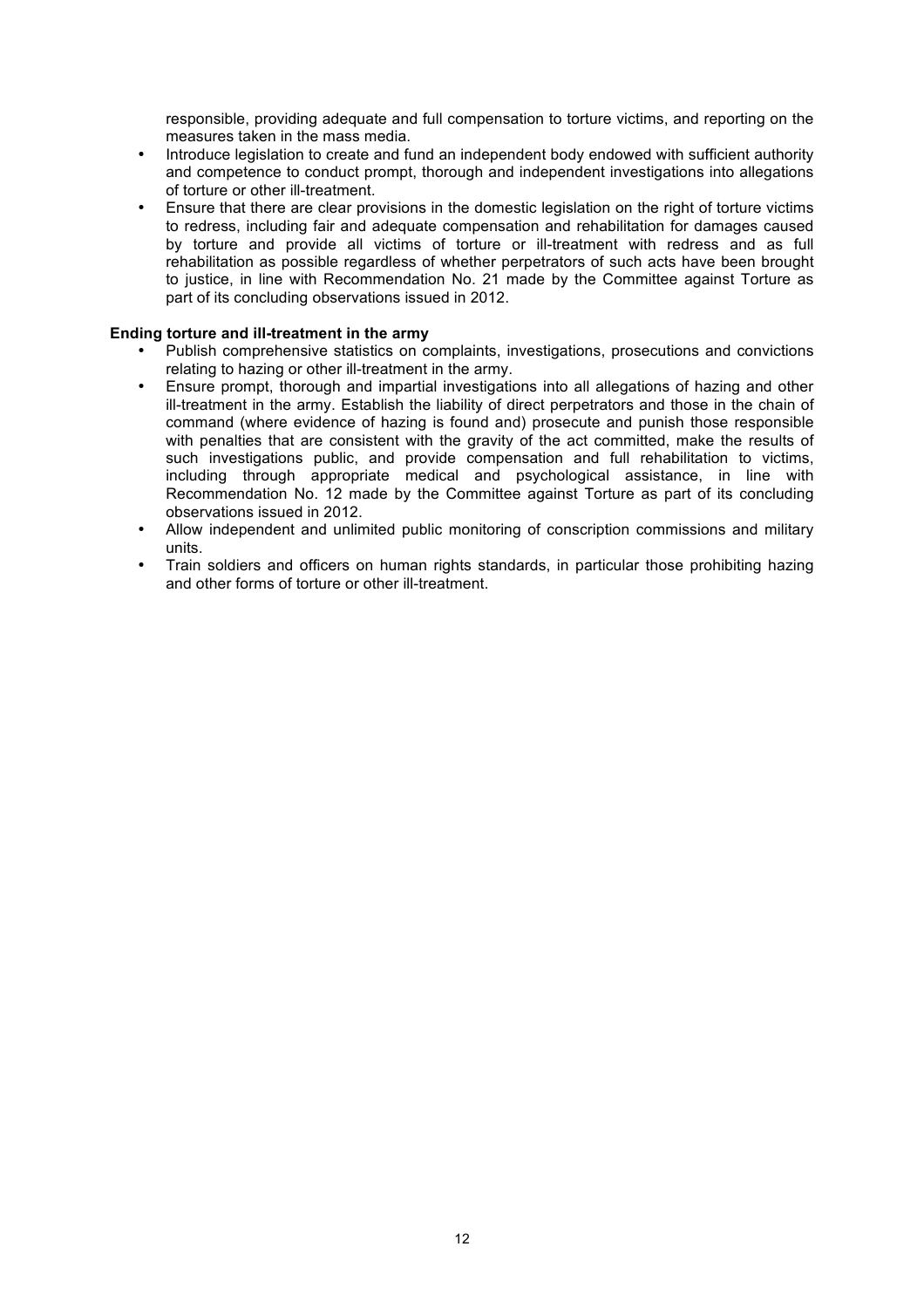responsible, providing adequate and full compensation to torture victims, and reporting on the measures taken in the mass media.

- Introduce legislation to create and fund an independent body endowed with sufficient authority and competence to conduct prompt, thorough and independent investigations into allegations of torture or other ill-treatment.
- Ensure that there are clear provisions in the domestic legislation on the right of torture victims to redress, including fair and adequate compensation and rehabilitation for damages caused by torture and provide all victims of torture or ill-treatment with redress and as full rehabilitation as possible regardless of whether perpetrators of such acts have been brought to justice, in line with Recommendation No. 21 made by the Committee against Torture as part of its concluding observations issued in 2012.

**Ending torture and ill-treatment in the army**

- Publish comprehensive statistics on complaints, investigations, prosecutions and convictions relating to hazing or other ill-treatment in the army.
- Ensure prompt, thorough and impartial investigations into all allegations of hazing and other ill-treatment in the army. Establish the liability of direct perpetrators and those in the chain of command (where evidence of hazing is found and) prosecute and punish those responsible with penalties that are consistent with the gravity of the act committed, make the results of such investigations public, and provide compensation and full rehabilitation to victims, including through appropriate medical and psychological assistance, in line with Recommendation No. 12 made by the Committee against Torture as part of its concluding observations issued in 2012.
- Allow independent and unlimited public monitoring of conscription commissions and military units.
- Train soldiers and officers on human rights standards, in particular those prohibiting hazing and other forms of torture or other ill-treatment.